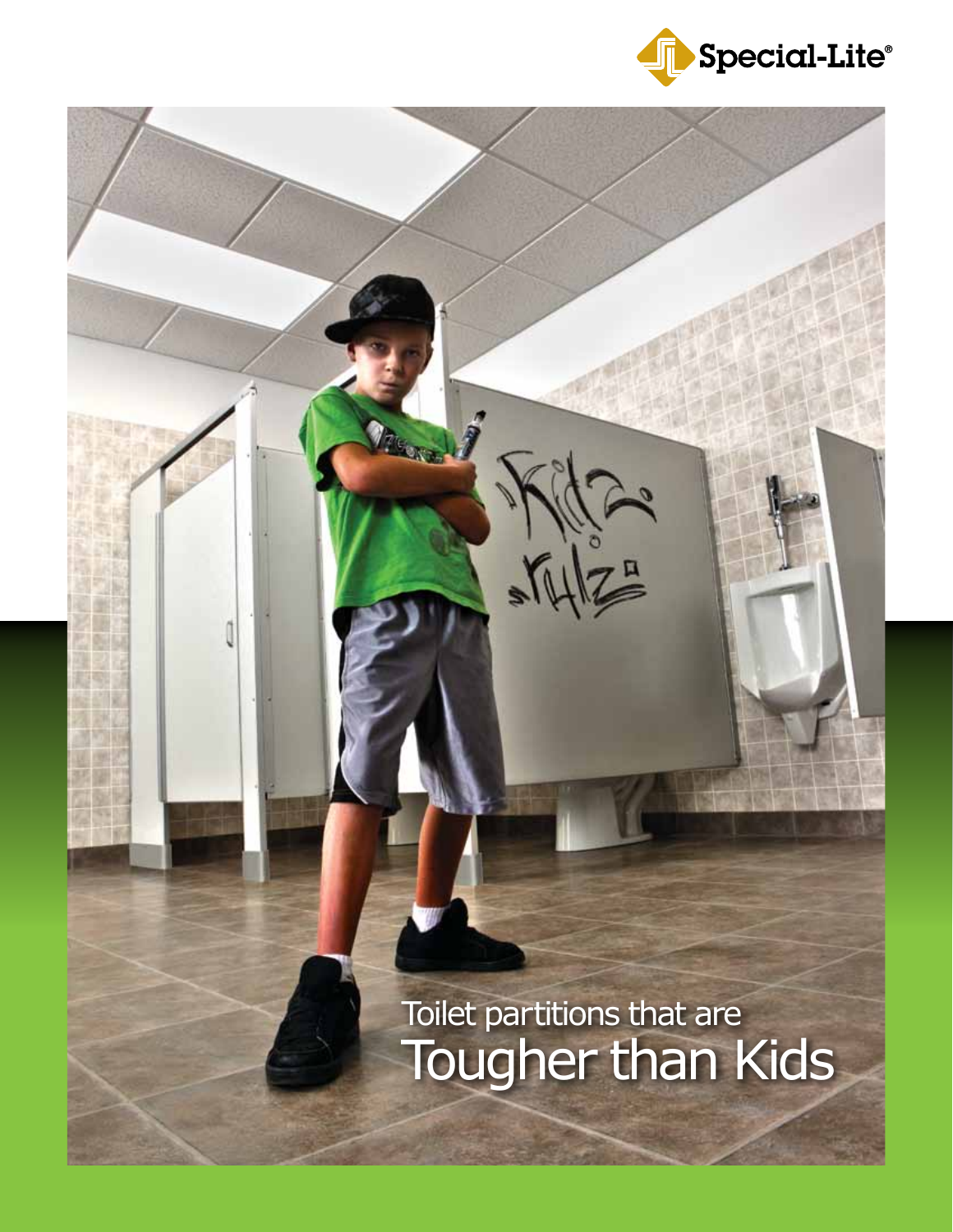Special-Lite®

# Toilet partitions that are Tougher than Kids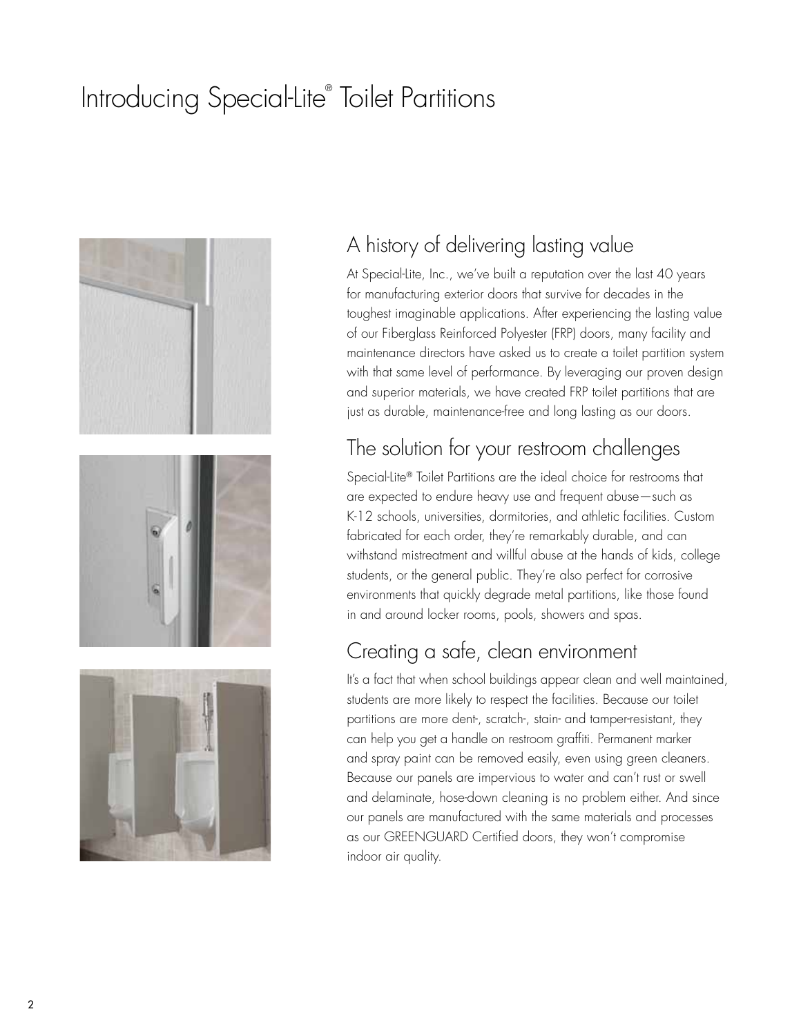# Introducing Special-Lite® Toilet Partitions

## A history of delivering lasting value

At Special-Lite, Inc., we've built a reputation over the last 40 years for manufacturing exterior doors that survive for decades in the toughest imaginable applications. After experiencing the lasting value of our Fiberglass Reinforced Polyester (FRP) doors, many facility and maintenance directors have asked us to create a toilet partition system with that same level of performance. By leveraging our proven design and superior materials, we have created FRP toilet partitions that are just as durable, maintenance-free and long lasting as our doors.

## The solution for your restroom challenges

Special-Lite® Toilet Partitions are the ideal choice for restrooms that are expected to endure heavy use and frequent abuse—such as K-12 schools, universities, dormitories, and athletic facilities. Custom fabricated for each order, they're remarkably durable, and can withstand mistreatment and willful abuse at the hands of kids, college students, or the general public. They're also perfect for corrosive environments that quickly degrade metal partitions, like those found in and around locker rooms, pools, showers and spas.

## Creating a safe, clean environment

It's a fact that when school buildings appear clean and well maintained, students are more likely to respect the facilities. Because our toilet partitions are more dent-, scratch-, stain- and tamper-resistant, they can help you get a handle on restroom graffiti. Permanent marker and spray paint can be removed easily, even using green cleaners. Because our panels are impervious to water and can't rust or swell and delaminate, hose-down cleaning is no problem either. And since our panels are manufactured with the same materials and processes as our GREENGUARD Certified doors, they won't compromise indoor air quality.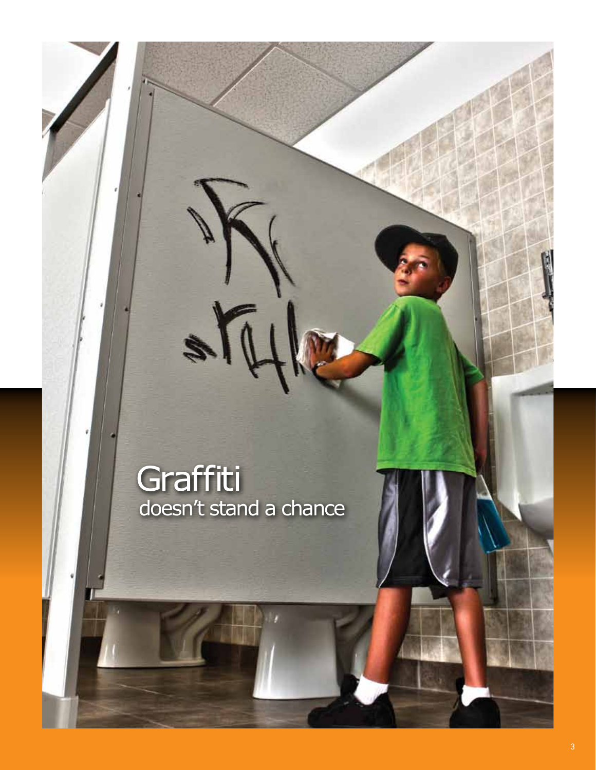# Graffiti

doesn't stand a chance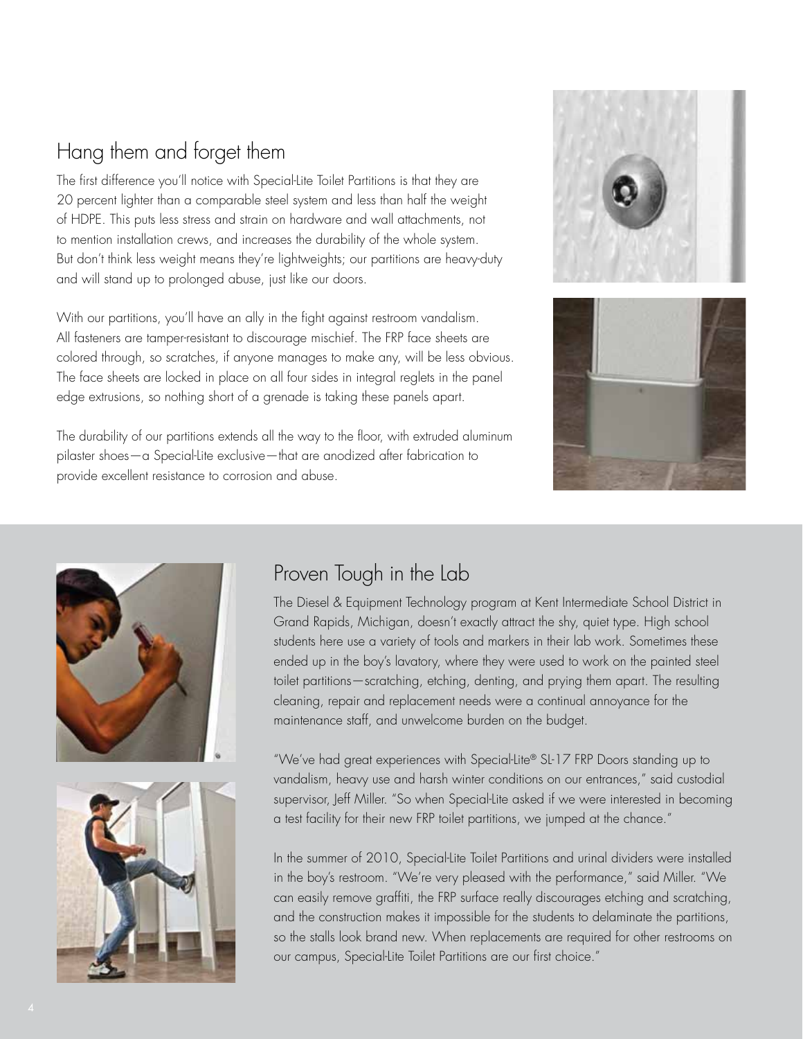## Hang them and forget them

The first difference you'll notice with Special-Lite Toilet Partitions is that they are 20 percent lighter than a comparable steel system and less than half the weight of HDPE. This puts less stress and strain on hardware and wall attachments, not to mention installation crews, and increases the durability of the whole system. But don't think less weight means they're lightweights; our partitions are heavy-duty and will stand up to prolonged abuse, just like our doors.

With our partitions, you'll have an ally in the fight against restroom vandalism. All fasteners are tamper-resistant to discourage mischief. The FRP face sheets are colored through, so scratches, if anyone manages to make any, will be less obvious. The face sheets are locked in place on all four sides in integral reglets in the panel edge extrusions, so nothing short of a grenade is taking these panels apart.

The durability of our partitions extends all the way to the floor, with extruded aluminum pilaster shoes—a Special-Lite exclusive—that are anodized after fabrication to provide excellent resistance to corrosion and abuse.

## Proven Tough in the Lab

The Diesel & Equipment Technology program at Kent Intermediate School District in Grand Rapids, Michigan, doesn't exactly attract the shy, quiet type. High school students here use a variety of tools and markers in their lab work. Sometimes these ended up in the boy's lavatory, where they were used to work on the painted steel toilet partitions—scratching, etching, denting, and prying them apart. The resulting cleaning, repair and replacement needs were a continual annoyance for the maintenance staff, and unwelcome burden on the budget.

"We've had great experiences with Special-Lite® SL-17 FRP Doors standing up to vandalism, heavy use and harsh winter conditions on our entrances," said custodial supervisor, Jeff Miller. "So when Special-Lite asked if we were interested in becoming a test facility for their new FRP toilet partitions, we jumped at the chance."

In the summer of 2010, Special-Lite Toilet Partitions and urinal dividers were installed in the boy's restroom. "We're very pleased with the performance," said Miller. "We can easily remove graffiti, the FRP surface really discourages etching and scratching, and the construction makes it impossible for the students to delaminate the partitions, so the stalls look brand new. When replacements are required for other restrooms on our campus, Special-Lite Toilet Partitions are our first choice."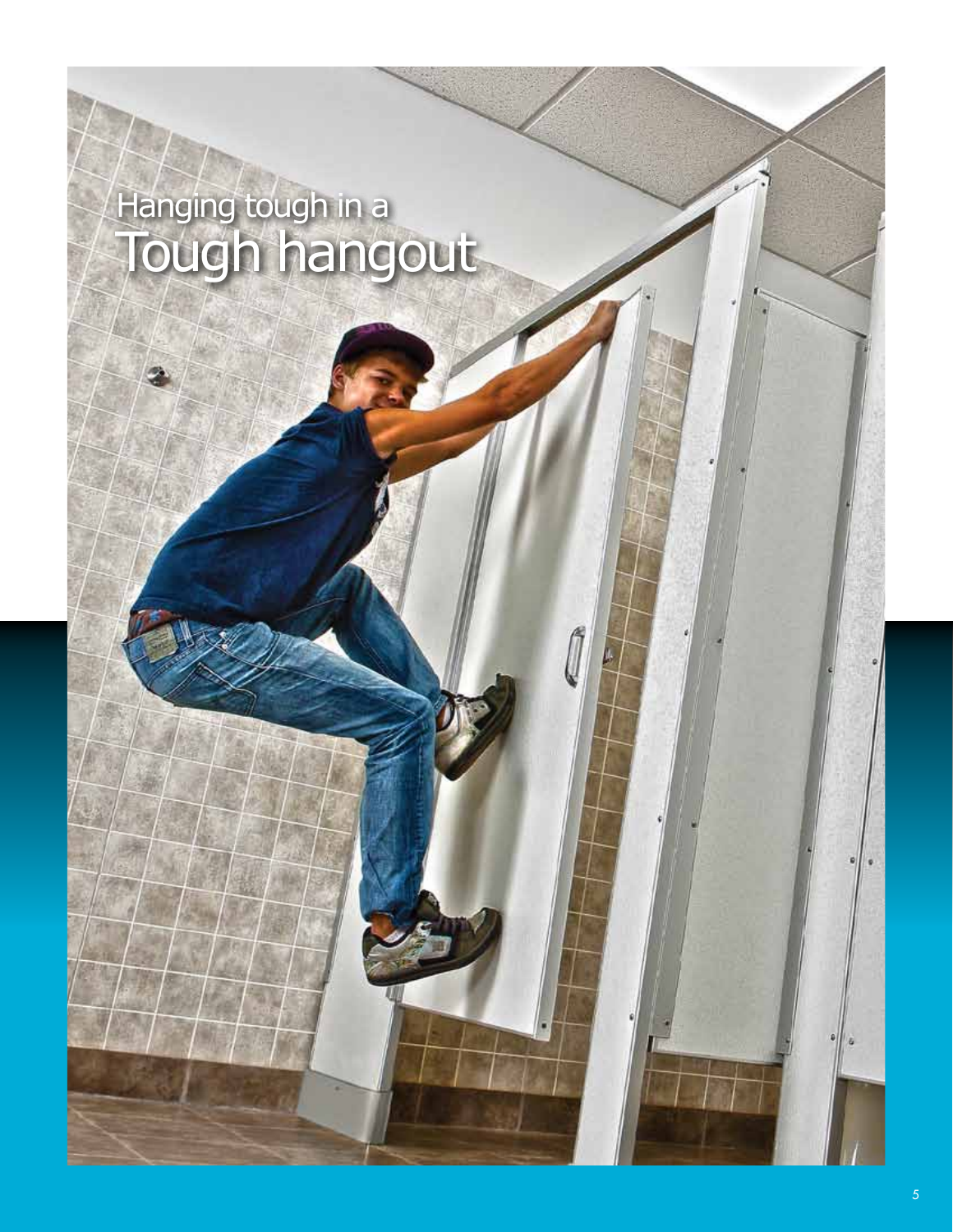# Hanging tough in a Tough hangout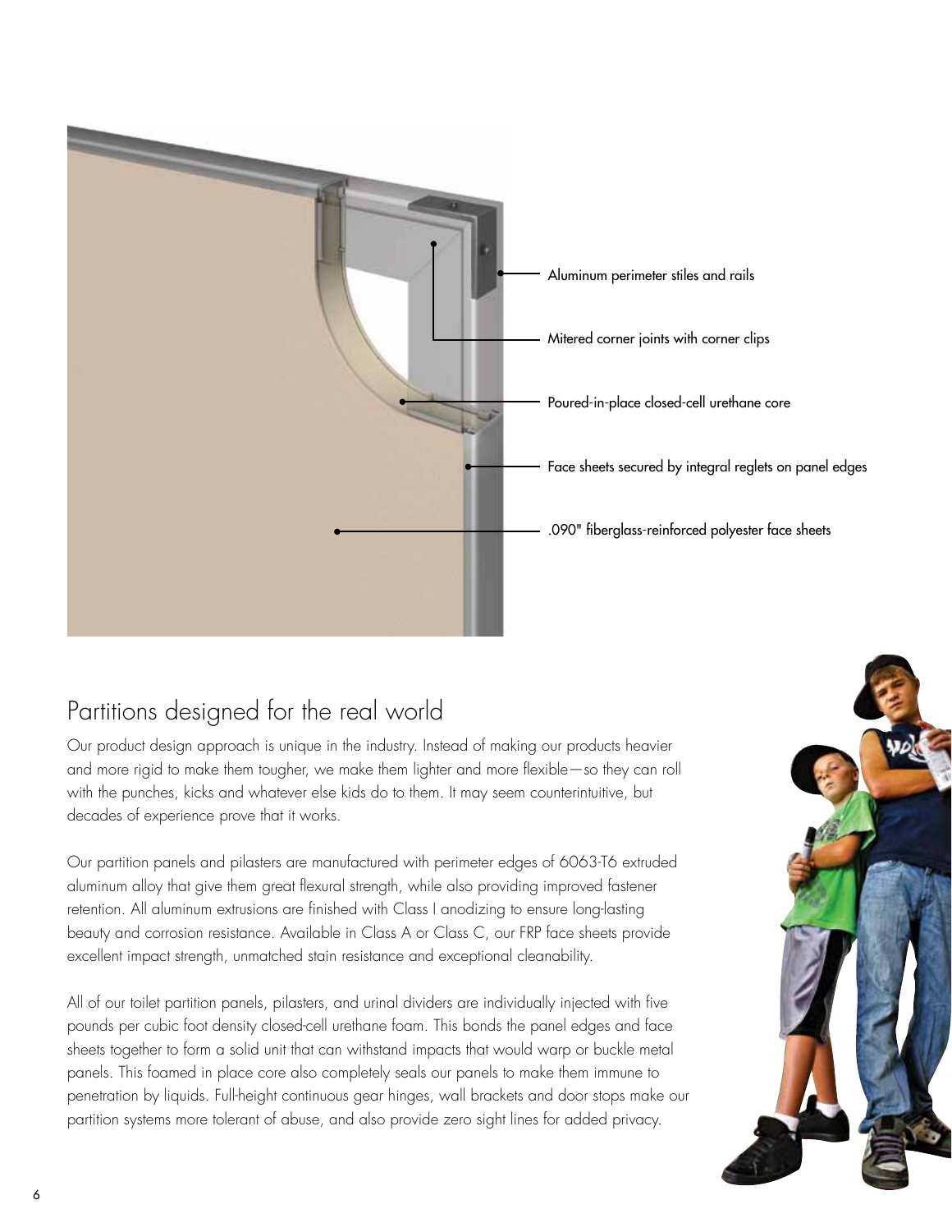Aluminum perimeter stiles and rails

Mitered corner joints with corner clips

Poured-in-place closed-cell urethane core

Face sheets secured by integral reglets on panel edges

.090" fiberglass-reinforced polyester face sheets

## Partitions designed for the real world

Our product design approach is unique in the industry. Instead of making our products heavier and more rigid to make them tougher, we make them lighter and more flexible—so they can roll with the punches, kicks and whatever else kids do to them. It may seem counterintuitive, but decades of experience prove that it works.

Our partition panels and pilasters are manufactured with perimeter edges of 6063-T6 extruded aluminum alloy that give them great flexural strength, while also providing improved fastener retention. All aluminum extrusions are finished with Class I anodizing to ensure long-lasting beauty and corrosion resistance. Available in Class A or Class C, our FRP face sheets provide excellent impact strength, unmatched stain resistance and exceptional cleanability.

All of our toilet partition panels, pilasters, and urinal dividers are individually injected with five pounds per cubic foot density closed-cell urethane foam. This bonds the panel edges and face sheets together to form a solid unit that can withstand impacts that would warp or buckle metal panels. This foamed in place core also completely seals our panels to make them immune to penetration by liquids. Full-height continuous gear hinges, wall brackets and door stops make our partition systems more tolerant of abuse, and also provide zero sight lines for added privacy.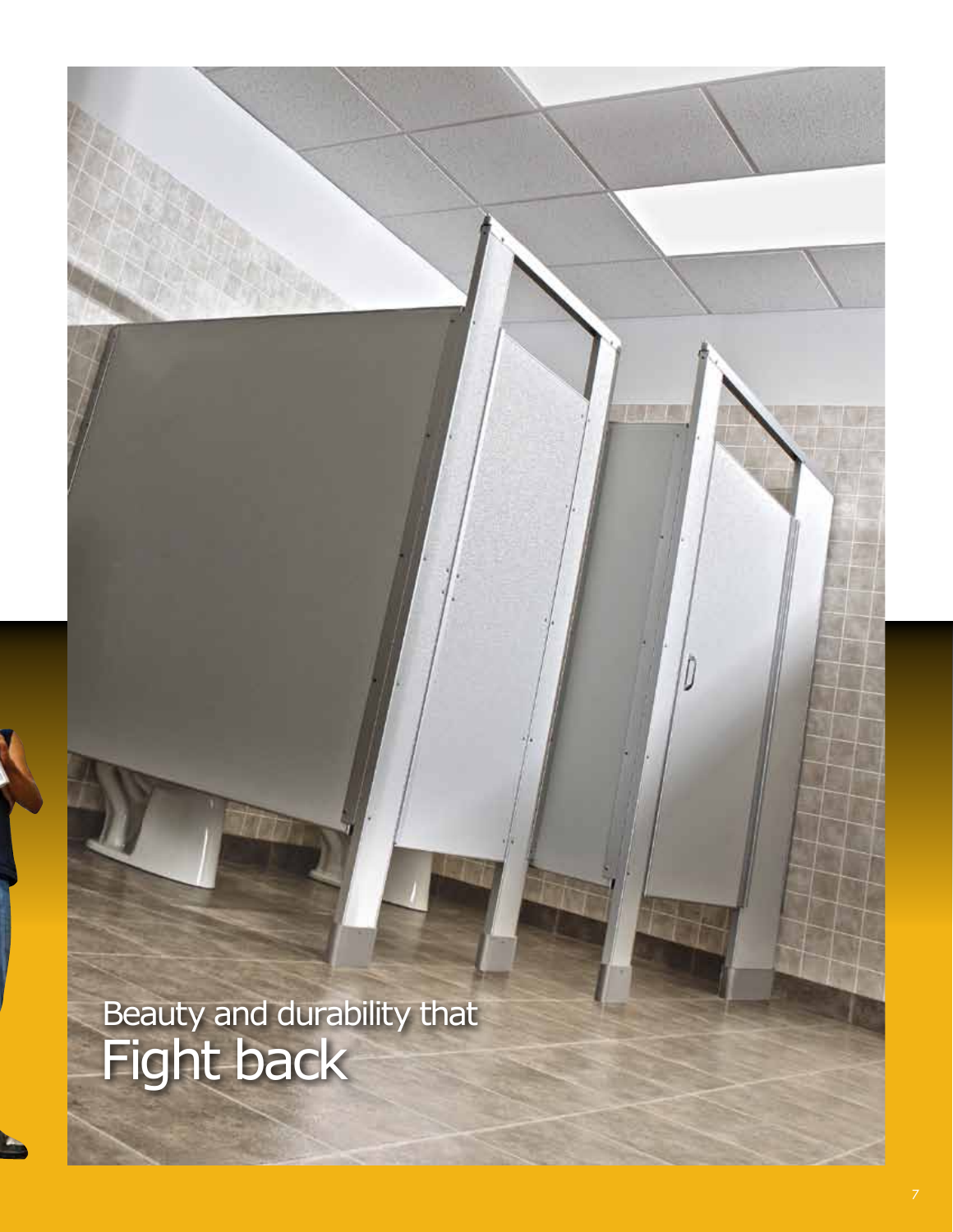Beauty and durability that

# Fight back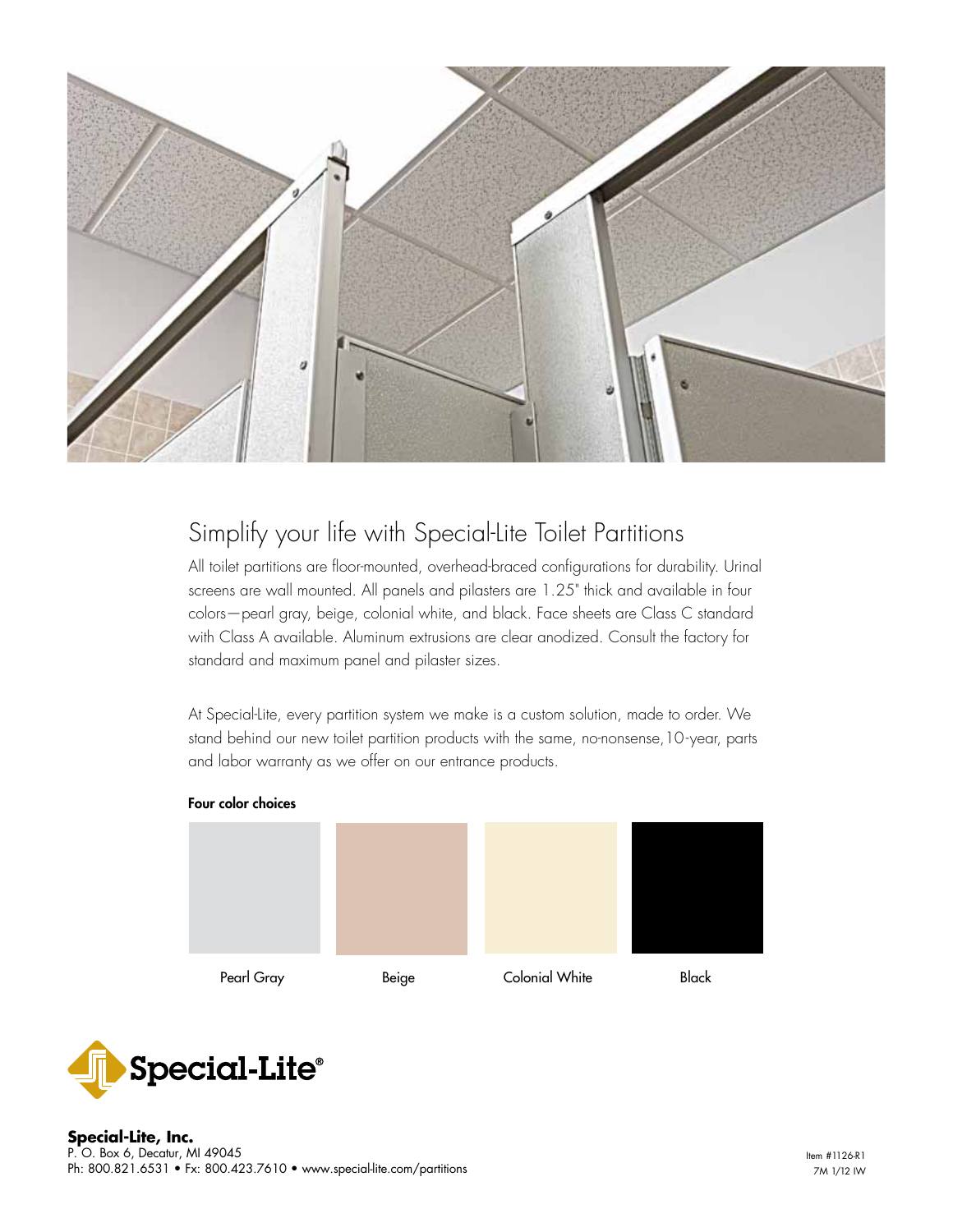# Simplify your life with Special-Lite Toilet Partitions

All toilet partitions are floor-mounted, overhead-braced configurations for durability. Urinal screens are wall mounted. All panels and pilasters are 1.25" thick and available in four colors—pearl gray, beige, colonial white, and black. Face sheets are Class C standard with Class A available. Aluminum extrusions are clear anodized. Consult the factory for standard and maximum panel and pilaster sizes.

At Special-Lite, every partition system we make is a custom solution, made to order. We stand behind our new toilet partition products with the same, no-nonsense, 10-year, parts and labor warranty as we offer on our entrance products.

**Four color choices**

Pearl Gray

Beige

Colonial White

Black

Special-Lite®

**Special-Lite, Inc.**
P. O. Box 6, Decatur, MI 49045
Ph: 800.821.6531 • Fx: 800.423.7610 • www.special-lite.com/partitions

Item #1126-R1
7M 1/12 IW